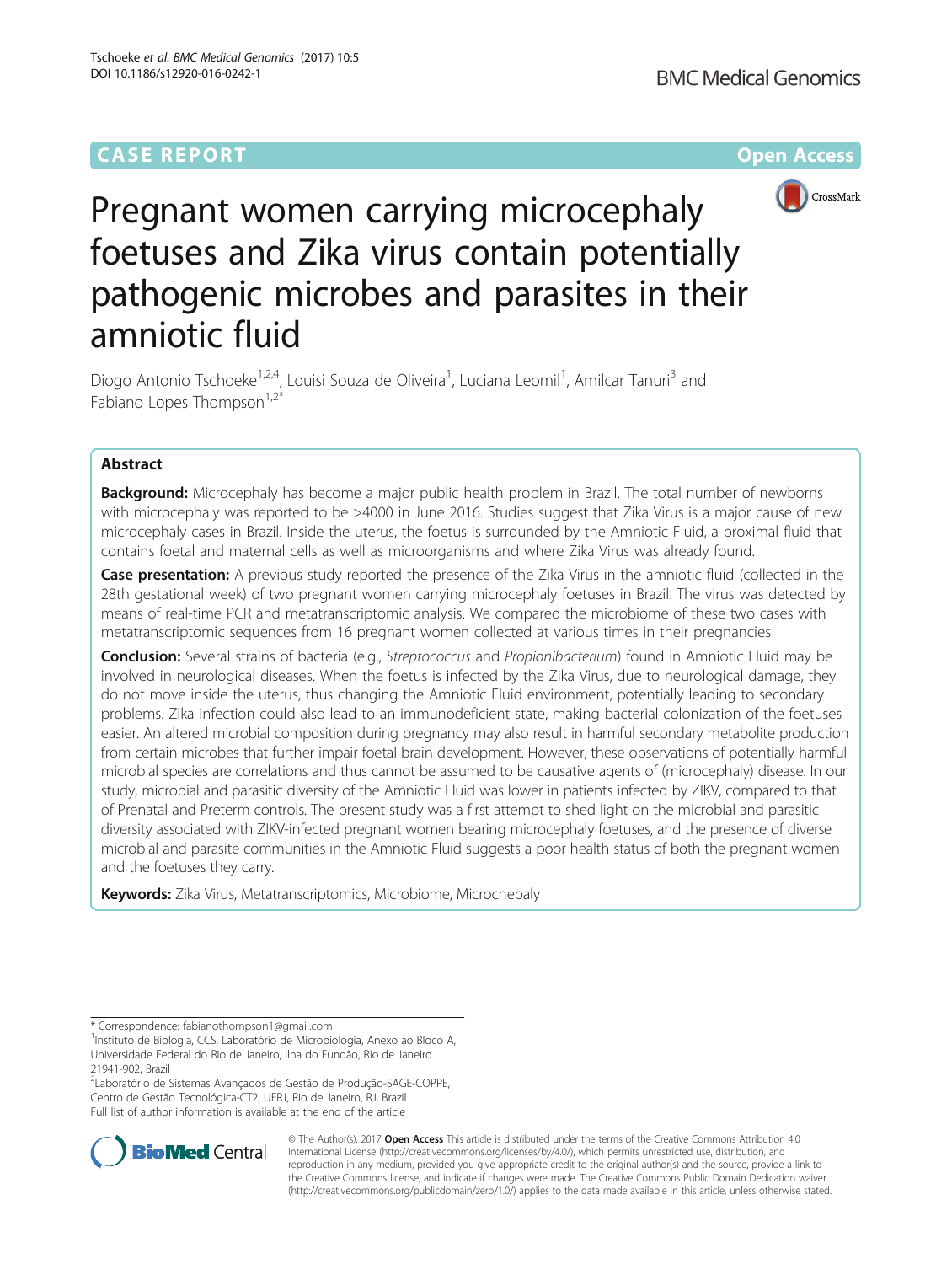**CASE REPORT** **Open Access**

# Pregnant women carrying microcephaly foetuses and Zika virus contain potentially pathogenic microbes and parasites in their amniotic fluid

Diogo Antonio Tschoeke[1,2,4], Louisi Souza de Oliveira[1], Luciana Leomil[1], Amilcar Tanuri[3] and Fabiano Lopes Thompson[1,2*]

## Abstract

**Background:** Microcephaly has become a major public health problem in Brazil. The total number of newborns with microcephaly was reported to be >4000 in June 2016. Studies suggest that Zika Virus is a major cause of new microcephaly cases in Brazil. Inside the uterus, the foetus is surrounded by the Amniotic Fluid, a proximal fluid that contains foetal and maternal cells as well as microorganisms and where Zika Virus was already found.

**Case presentation:** A previous study reported the presence of the Zika Virus in the amniotic fluid (collected in the 28th gestational week) of two pregnant women carrying microcephaly foetuses in Brazil. The virus was detected by means of real-time PCR and metatranscriptomic analysis. We compared the microbiome of these two cases with metatranscriptomic sequences from 16 pregnant women collected at various times in their pregnancies

**Conclusion:** Several strains of bacteria (e.g., *Streptococcus* and *Propionibacterium*) found in Amniotic Fluid may be involved in neurological diseases. When the foetus is infected by the Zika Virus, due to neurological damage, they do not move inside the uterus, thus changing the Amniotic Fluid environment, potentially leading to secondary problems. Zika infection could also lead to an immunodeficient state, making bacterial colonization of the foetuses easier. An altered microbial composition during pregnancy may also result in harmful secondary metabolite production from certain microbes that further impair foetal brain development. However, these observations of potentially harmful microbial species are correlations and thus cannot be assumed to be causative agents of (microcephaly) disease. In our study, microbial and parasitic diversity of the Amniotic Fluid was lower in patients infected by ZIKV, compared to that of Prenatal and Preterm controls. The present study was a first attempt to shed light on the microbial and parasitic diversity associated with ZIKV-infected pregnant women bearing microcephaly foetuses, and the presence of diverse microbial and parasite communities in the Amniotic Fluid suggests a poor health status of both the pregnant women and the foetuses they carry.

**Keywords:** Zika Virus, Metatranscriptomics, Microbiome, Microchepaly

---

\* Correspondence: fabianothompson1@gmail.com
[1]Instituto de Biologia, CCS, Laboratório de Microbiologia, Anexo ao Bloco A, Universidade Federal do Rio de Janeiro, Ilha do Fundão, Rio de Janeiro 21941-902, Brazil
[2]Laboratório de Sistemas Avançados de Gestão de Produção-SAGE-COPPE, Centro de Gestão Tecnológica-CT2, UFRJ, Rio de Janeiro, RJ, Brazil
Full list of author information is available at the end of the article

© The Author(s). 2017 **Open Access** This article is distributed under the terms of the Creative Commons Attribution 4.0 International License (http://creativecommons.org/licenses/by/4.0/), which permits unrestricted use, distribution, and reproduction in any medium, provided you give appropriate credit to the original author(s) and the source, provide a link to the Creative Commons license, and indicate if changes were made. The Creative Commons Public Domain Dedication waiver (http://creativecommons.org/publicdomain/zero/1.0/) applies to the data made available in this article, unless otherwise stated.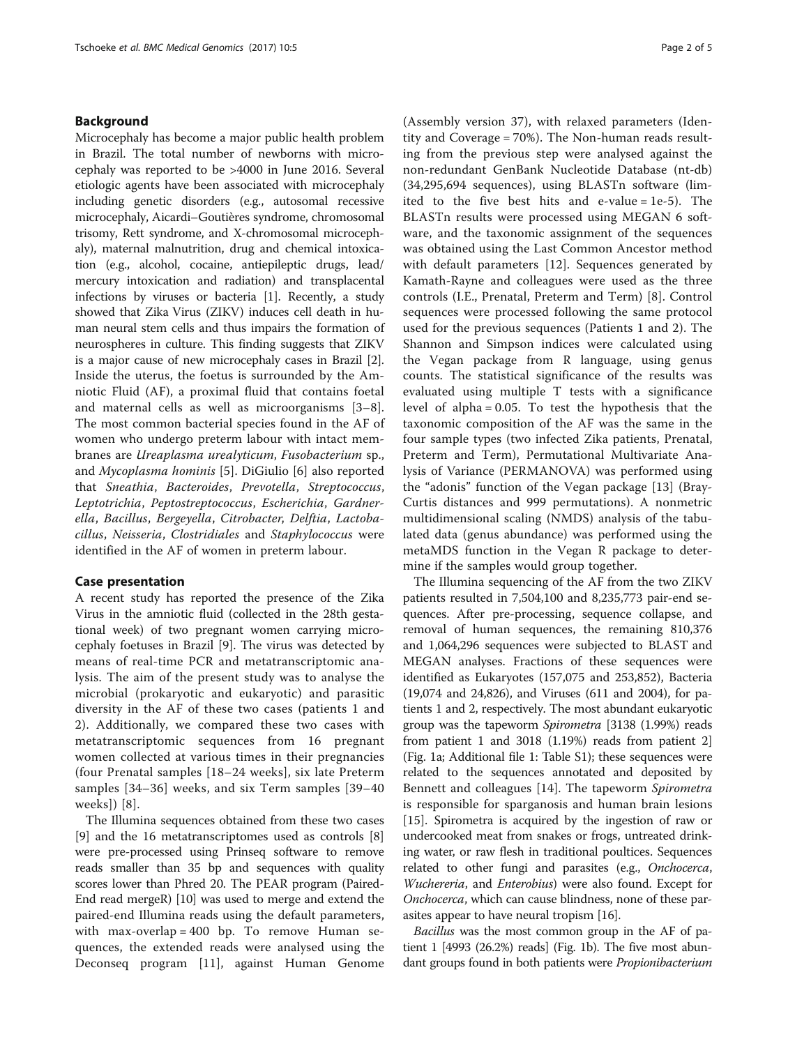## Background

Microcephaly has become a major public health problem in Brazil. The total number of newborns with microcephaly was reported to be >4000 in June 2016. Several etiologic agents have been associated with microcephaly including genetic disorders (e.g., autosomal recessive microcephaly, Aicardi–Goutières syndrome, chromosomal trisomy, Rett syndrome, and X-chromosomal microcephaly), maternal malnutrition, drug and chemical intoxication (e.g., alcohol, cocaine, antiepileptic drugs, lead/mercury intoxication and radiation) and transplacental infections by viruses or bacteria [1]. Recently, a study showed that Zika Virus (ZIKV) induces cell death in human neural stem cells and thus impairs the formation of neurospheres in culture. This finding suggests that ZIKV is a major cause of new microcephaly cases in Brazil [2]. Inside the uterus, the foetus is surrounded by the Amniotic Fluid (AF), a proximal fluid that contains foetal and maternal cells as well as microorganisms [3–8]. The most common bacterial species found in the AF of women who undergo preterm labour with intact membranes are *Ureaplasma urealyticum*, *Fusobacterium* sp., and *Mycoplasma hominis* [5]. DiGiulio [6] also reported that *Sneathia*, *Bacteroides*, *Prevotella*, *Streptococcus*, *Leptotrichia*, *Peptostreptococcus*, *Escherichia*, *Gardnerella*, *Bacillus*, *Bergeyella*, *Citrobacter*, *Delftia*, *Lactobacillus*, *Neisseria*, *Clostridiales* and *Staphylococcus* were identified in the AF of women in preterm labour.

## Case presentation

A recent study has reported the presence of the Zika Virus in the amniotic fluid (collected in the 28th gestational week) of two pregnant women carrying microcephaly foetuses in Brazil [9]. The virus was detected by means of real-time PCR and metatranscriptomic analysis. The aim of the present study was to analyse the microbial (prokaryotic and eukaryotic) and parasitic diversity in the AF of these two cases (patients 1 and 2). Additionally, we compared these two cases with metatranscriptomic sequences from 16 pregnant women collected at various times in their pregnancies (four Prenatal samples [18–24 weeks], six late Preterm samples [34–36] weeks, and six Term samples [39–40 weeks]) [8].

The Illumina sequences obtained from these two cases [9] and the 16 metatranscriptomes used as controls [8] were pre-processed using Prinseq software to remove reads smaller than 35 bp and sequences with quality scores lower than Phred 20. The PEAR program (Paired-End read mergeR) [10] was used to merge and extend the paired-end Illumina reads using the default parameters, with max-overlap = 400 bp. To remove Human sequences, the extended reads were analysed using the Deconseq program [11], against Human Genome (Assembly version 37), with relaxed parameters (Identity and Coverage = 70%). The Non-human reads resulting from the previous step were analysed against the non-redundant GenBank Nucleotide Database (nt-db) (34,295,694 sequences), using BLASTn software (limited to the five best hits and e-value = 1e-5). The BLASTn results were processed using MEGAN 6 software, and the taxonomic assignment of the sequences was obtained using the Last Common Ancestor method with default parameters [12]. Sequences generated by Kamath-Rayne and colleagues were used as the three controls (I.E., Prenatal, Preterm and Term) [8]. Control sequences were processed following the same protocol used for the previous sequences (Patients 1 and 2). The Shannon and Simpson indices were calculated using the Vegan package from R language, using genus counts. The statistical significance of the results was evaluated using multiple T tests with a significance level of alpha = 0.05. To test the hypothesis that the taxonomic composition of the AF was the same in the four sample types (two infected Zika patients, Prenatal, Preterm and Term), Permutational Multivariate Analysis of Variance (PERMANOVA) was performed using the "adonis" function of the Vegan package [13] (Bray-Curtis distances and 999 permutations). A nonmetric multidimensional scaling (NMDS) analysis of the tabulated data (genus abundance) was performed using the metaMDS function in the Vegan R package to determine if the samples would group together.

The Illumina sequencing of the AF from the two ZIKV patients resulted in 7,504,100 and 8,235,773 pair-end sequences. After pre-processing, sequence collapse, and removal of human sequences, the remaining 810,376 and 1,064,296 sequences were subjected to BLAST and MEGAN analyses. Fractions of these sequences were identified as Eukaryotes (157,075 and 253,852), Bacteria (19,074 and 24,826), and Viruses (611 and 2004), for patients 1 and 2, respectively. The most abundant eukaryotic group was the tapeworm *Spirometra* [3138 (1.99%) reads from patient 1 and 3018 (1.19%) reads from patient 2] (Fig. 1a; Additional file 1: Table S1); these sequences were related to the sequences annotated and deposited by Bennett and colleagues [14]. The tapeworm *Spirometra* is responsible for sparganosis and human brain lesions [15]. Spirometra is acquired by the ingestion of raw or undercooked meat from snakes or frogs, untreated drinking water, or raw flesh in traditional poultices. Sequences related to other fungi and parasites (e.g., *Onchocerca*, *Wuchereria*, and *Enterobius*) were also found. Except for *Onchocerca*, which can cause blindness, none of these parasites appear to have neural tropism [16].

*Bacillus* was the most common group in the AF of patient 1 [4993 (26.2%) reads] (Fig. 1b). The five most abundant groups found in both patients were *Propionibacterium*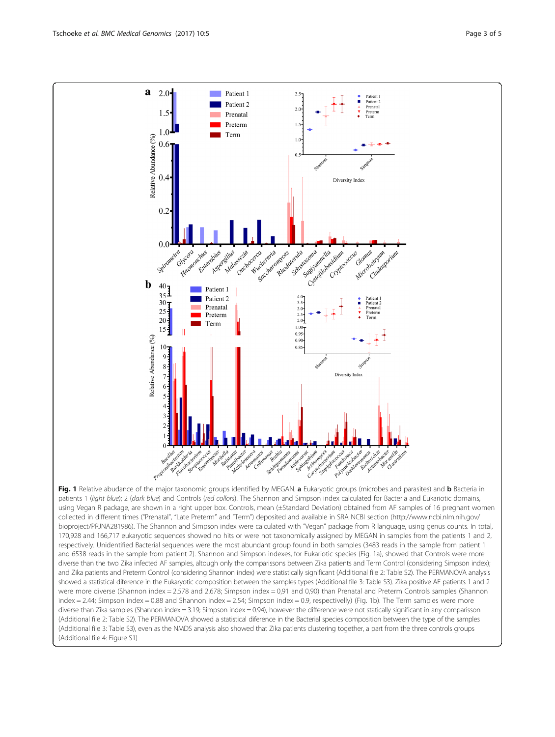**Fig. 1** Relative abudance of the major taxonomic groups identified by MEGAN. **a** Eukaryotic groups (microbes and parasites) and **b** Bacteria in patients 1 (*light blue*); 2 (*dark blue*) and Controls (*red collors*). The Shannon and Simpson index calculated for Bacteria and Eukariotic domains, using Vegan R package, are shown in a right upper box. Controls, mean (±Standard Deviation) obtained from AF samples of 16 pregnant women collected in different times ("Prenatal", "Late Preterm" and "Term") deposited and available in SRA NCBI section (http://www.ncbi.nlm.nih.gov/bioproject/PRJNA281986). The Shannon and Simpson index were calculated with "Vegan" package from R language, using genus counts. In total, 170,928 and 166,717 eukaryotic sequences showed no hits or were not taxonomically assigned by MEGAN in samples from the patients 1 and 2, respectively. Unidentified Bacterial sequences were the most abundant group found in both samples (3483 reads in the sample from patient 1 and 6538 reads in the sample from patient 2). Shannon and Simpson indexes, for Eukariotic species (Fig. 1a), showed that Controls were more diverse than the two Zika infected AF samples, altough only the comparissons between Zika patients and Term Control (considering Simpson index); and Zika patients and Preterm Control (considering Shannon index) were statistically significant (Additional file 2: Table S2). The PERMANOVA analysis showed a statistical diference in the Eukaryotic composition between the samples types (Additional file 3: Table S3). Zika positive AF patients 1 and 2 were more diverse (Shannon index = 2.578 and 2.678; Simpson index = 0,91 and 0,90) than Prenatal and Preterm Controls samples (Shannon index = 2.44; Simpson index = 0.88 and Shannon index = 2.54; Simpson index = 0.9, respectively) (Fig. 1b). The Term samples were more diverse than Zika samples (Shannon index = 3.19; Simpson index = 0.94), however the difference were not statically significant in any comparisson (Additional file 2: Table S2). The PERMANOVA showed a statistical diference in the Bacterial species composition between the type of the samples (Additional file 3: Table S3), even as the NMDS analysis also showed that Zika patients clustering together, a part from the three controls groups (Additional file 4: Figure S1)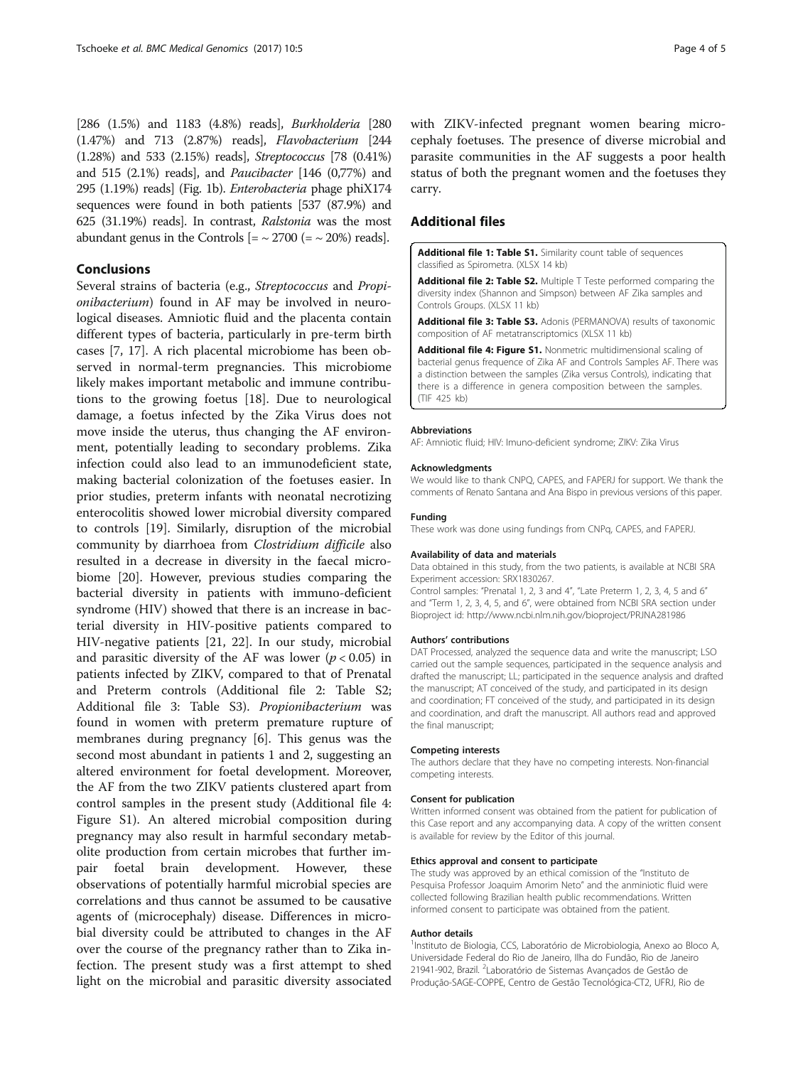[286 (1.5%) and 1183 (4.8%) reads], *Burkholderia* [280 (1.47%) and 713 (2.87%) reads], *Flavobacterium* [244 (1.28%) and 533 (2.15%) reads], *Streptococcus* [78 (0.41%) and 515 (2.1%) reads], and *Paucibacter* [146 (0,77%) and 295 (1.19%) reads] (Fig. 1b). *Enterobacteria* phage phiX174 sequences were found in both patients [537 (87.9%) and 625 (31.19%) reads]. In contrast, *Ralstonia* was the most abundant genus in the Controls [= ~ 2700 (= ~ 20%) reads].

## Conclusions

Several strains of bacteria (e.g., *Streptococcus* and *Propionibacterium*) found in AF may be involved in neurological diseases. Amniotic fluid and the placenta contain different types of bacteria, particularly in pre-term birth cases [7, 17]. A rich placental microbiome has been observed in normal-term pregnancies. This microbiome likely makes important metabolic and immune contributions to the growing foetus [18]. Due to neurological damage, a foetus infected by the Zika Virus does not move inside the uterus, thus changing the AF environment, potentially leading to secondary problems. Zika infection could also lead to an immunodeficient state, making bacterial colonization of the foetuses easier. In prior studies, preterm infants with neonatal necrotizing enterocolitis showed lower microbial diversity compared to controls [19]. Similarly, disruption of the microbial community by diarrhoea from *Clostridium difficile* also resulted in a decrease in diversity in the faecal microbiome [20]. However, previous studies comparing the bacterial diversity in patients with immuno-deficient syndrome (HIV) showed that there is an increase in bacterial diversity in HIV-positive patients compared to HIV-negative patients [21, 22]. In our study, microbial and parasitic diversity of the AF was lower ($p < 0.05$) in patients infected by ZIKV, compared to that of Prenatal and Preterm controls (Additional file 2: Table S2; Additional file 3: Table S3). *Propionibacterium* was found in women with preterm premature rupture of membranes during pregnancy [6]. This genus was the second most abundant in patients 1 and 2, suggesting an altered environment for foetal development. Moreover, the AF from the two ZIKV patients clustered apart from control samples in the present study (Additional file 4: Figure S1). An altered microbial composition during pregnancy may also result in harmful secondary metabolite production from certain microbes that further impair foetal brain development. However, these observations of potentially harmful microbial species are correlations and thus cannot be assumed to be causative agents of (microcephaly) disease. Differences in microbial diversity could be attributed to changes in the AF over the course of the pregnancy rather than to Zika infection. The present study was a first attempt to shed light on the microbial and parasitic diversity associated with ZIKV-infected pregnant women bearing microcephaly foetuses. The presence of diverse microbial and parasite communities in the AF suggests a poor health status of both the pregnant women and the foetuses they carry.

## Additional files

**Additional file 1: Table S1.** Similarity count table of sequences classified as Spirometra. (XLSX 14 kb)

**Additional file 2: Table S2.** Multiple T Teste performed comparing the diversity index (Shannon and Simpson) between AF Zika samples and Controls Groups. (XLSX 11 kb)

**Additional file 3: Table S3.** Adonis (PERMANOVA) results of taxonomic composition of AF metatranscriptomics (XLSX 11 kb)

**Additional file 4: Figure S1.** Nonmetric multidimensional scaling of bacterial genus frequence of Zika AF and Controls Samples AF. There was a distinction between the samples (Zika versus Controls), indicating that there is a difference in genera composition between the samples. (TIF 425 kb)

#### Abbreviations

AF: Amniotic fluid; HIV: Imuno-deficient syndrome; ZIKV: Zika Virus

#### Acknowledgments

We would like to thank CNPQ, CAPES, and FAPERJ for support. We thank the comments of Renato Santana and Ana Bispo in previous versions of this paper.

#### Funding

These work was done using fundings from CNPq, CAPES, and FAPERJ.

#### Availability of data and materials

Data obtained in this study, from the two patients, is available at NCBI SRA Experiment accession: SRX1830267.

Control samples: "Prenatal 1, 2, 3 and 4", "Late Preterm 1, 2, 3, 4, 5 and 6" and "Term 1, 2, 3, 4, 5, and 6", were obtained from NCBI SRA section under Bioproject id: http://www.ncbi.nlm.nih.gov/bioproject/PRJNA281986

#### Authors' contributions

DAT Processed, analyzed the sequence data and write the manuscript; LSO carried out the sample sequences, participated in the sequence analysis and drafted the manuscript; LL; participated in the sequence analysis and drafted the manuscript; AT conceived of the study, and participated in its design and coordination; FT conceived of the study, and participated in its design and coordination, and draft the manuscript. All authors read and approved the final manuscript;

#### Competing interests

The authors declare that they have no competing interests. Non-financial competing interests.

#### Consent for publication

Written informed consent was obtained from the patient for publication of this Case report and any accompanying data. A copy of the written consent is available for review by the Editor of this journal.

#### Ethics approval and consent to participate

The study was approved by an ethical comission of the "Instituto de Pesquisa Professor Joaquim Amorim Neto" and the anminiotic fluid were collected following Brazilian health public recommendations. Written informed consent to participate was obtained from the patient.

#### Author details

[1]Instituto de Biologia, CCS, Laboratório de Microbiologia, Anexo ao Bloco A, Universidade Federal do Rio de Janeiro, Ilha do Fundão, Rio de Janeiro 21941-902, Brazil. [2]Laboratório de Sistemas Avançados de Gestão de Produção-SAGE-COPPE, Centro de Gestão Tecnológica-CT2, UFRJ, Rio de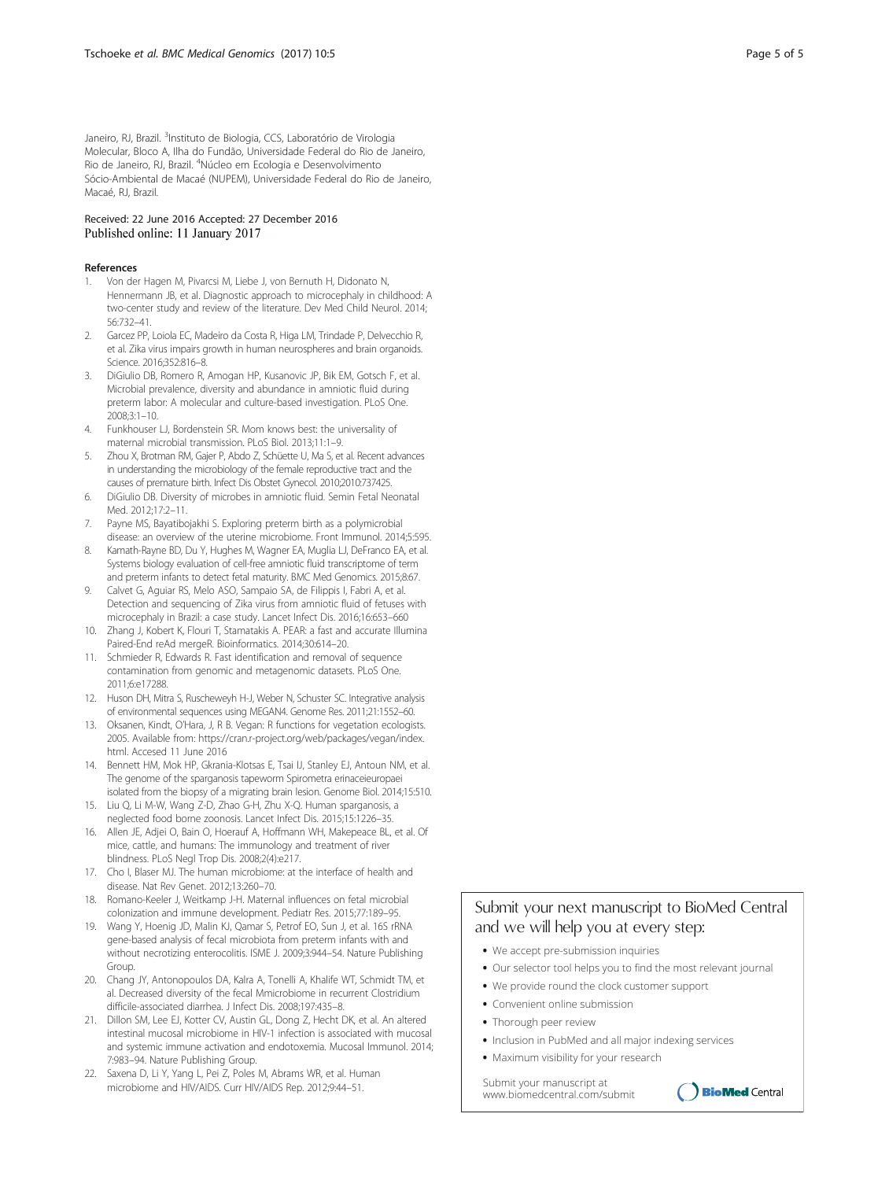Janeiro, RJ, Brazil. [3]Instituto de Biologia, CCS, Laboratório de Virologia Molecular, Bloco A, Ilha do Fundão, Universidade Federal do Rio de Janeiro, Rio de Janeiro, RJ, Brazil. [4]Núcleo em Ecologia e Desenvolvimento Sócio-Ambiental de Macaé (NUPEM), Universidade Federal do Rio de Janeiro, Macaé, RJ, Brazil.

Received: 22 June 2016 Accepted: 27 December 2016
Published online: 11 January 2017

## References

1. Von der Hagen M, Pivarcsi M, Liebe J, von Bernuth H, Didonato N, Hennermann JB, et al. Diagnostic approach to microcephaly in childhood: A two-center study and review of the literature. Dev Med Child Neurol. 2014;56:732–41.
2. Garcez PP, Loiola EC, Madeiro da Costa R, Higa LM, Trindade P, Delvecchio R, et al. Zika virus impairs growth in human neurospheres and brain organoids. Science. 2016;352:816–8.
3. DiGiulio DB, Romero R, Amogan HP, Kusanovic JP, Bik EM, Gotsch F, et al. Microbial prevalence, diversity and abundance in amniotic fluid during preterm labor: A molecular and culture-based investigation. PLoS One. 2008;3:1–10.
4. Funkhouser LJ, Bordenstein SR. Mom knows best: the universality of maternal microbial transmission. PLoS Biol. 2013;11:1–9.
5. Zhou X, Brotman RM, Gajer P, Abdo Z, Schüette U, Ma S, et al. Recent advances in understanding the microbiology of the female reproductive tract and the causes of premature birth. Infect Dis Obstet Gynecol. 2010;2010:737425.
6. DiGiulio DB. Diversity of microbes in amniotic fluid. Semin Fetal Neonatal Med. 2012;17:2–11.
7. Payne MS, Bayatibojakhi S. Exploring preterm birth as a polymicrobial disease: an overview of the uterine microbiome. Front Immunol. 2014;5:595.
8. Kamath-Rayne BD, Du Y, Hughes M, Wagner EA, Muglia LJ, DeFranco EA, et al. Systems biology evaluation of cell-free amniotic fluid transcriptome of term and preterm infants to detect fetal maturity. BMC Med Genomics. 2015;8:67.
9. Calvet G, Aguiar RS, Melo ASO, Sampaio SA, de Filippis I, Fabri A, et al. Detection and sequencing of Zika virus from amniotic fluid of fetuses with microcephaly in Brazil: a case study. Lancet Infect Dis. 2016;16:653–660
10. Zhang J, Kobert K, Flouri T, Stamatakis A. PEAR: a fast and accurate Illumina Paired-End reAd mergeR. Bioinformatics. 2014;30:614–20.
11. Schmieder R, Edwards R. Fast identification and removal of sequence contamination from genomic and metagenomic datasets. PLoS One. 2011;6:e17288.
12. Huson DH, Mitra S, Ruscheweyh H-J, Weber N, Schuster SC. Integrative analysis of environmental sequences using MEGAN4. Genome Res. 2011;21:1552–60.
13. Oksanen, Kindt, O'Hara, J, R B. Vegan: R functions for vegetation ecologists. 2005. Available from: https://cran.r-project.org/web/packages/vegan/index.html. Accesed 11 June 2016
14. Bennett HM, Mok HP, Gkrania-Klotsas E, Tsai IJ, Stanley EJ, Antoun NM, et al. The genome of the sparganosis tapeworm Spirometra erinaceieuropaei isolated from the biopsy of a migrating brain lesion. Genome Biol. 2014;15:510.
15. Liu Q, Li M-W, Wang Z-D, Zhao G-H, Zhu X-Q. Human sparganosis, a neglected food borne zoonosis. Lancet Infect Dis. 2015;15:1226–35.
16. Allen JE, Adjei O, Bain O, Hoerauf A, Hoffmann WH, Makepeace BL, et al. Of mice, cattle, and humans: The immunology and treatment of river blindness. PLoS Negl Trop Dis. 2008;2(4):e217.
17. Cho I, Blaser MJ. The human microbiome: at the interface of health and disease. Nat Rev Genet. 2012;13:260–70.
18. Romano-Keeler J, Weitkamp J-H. Maternal influences on fetal microbial colonization and immune development. Pediatr Res. 2015;77:189–95.
19. Wang Y, Hoenig JD, Malin KJ, Qamar S, Petrof EO, Sun J, et al. 16S rRNA gene-based analysis of fecal microbiota from preterm infants with and without necrotizing enterocolitis. ISME J. 2009;3:944–54. Nature Publishing Group.
20. Chang JY, Antonopoulos DA, Kalra A, Tonelli A, Khalife WT, Schmidt TM, et al. Decreased diversity of the fecal Mmicrobiome in recurrent Clostridium difficile-associated diarrhea. J Infect Dis. 2008;197:435–8.
21. Dillon SM, Lee EJ, Kotter CV, Austin GL, Dong Z, Hecht DK, et al. An altered intestinal mucosal microbiome in HIV-1 infection is associated with mucosal and systemic immune activation and endotoxemia. Mucosal Immunol. 2014;7:983–94. Nature Publishing Group.
22. Saxena D, Li Y, Yang L, Pei Z, Poles M, Abrams WR, et al. Human microbiome and HIV/AIDS. Curr HIV/AIDS Rep. 2012;9:44–51.

Submit your next manuscript to BioMed Central and we will help you at every step:

- We accept pre-submission inquiries
- Our selector tool helps you to find the most relevant journal
- We provide round the clock customer support
- Convenient online submission
- Thorough peer review
- Inclusion in PubMed and all major indexing services
- Maximum visibility for your research

Submit your manuscript at www.biomedcentral.com/submit

BioMed Central